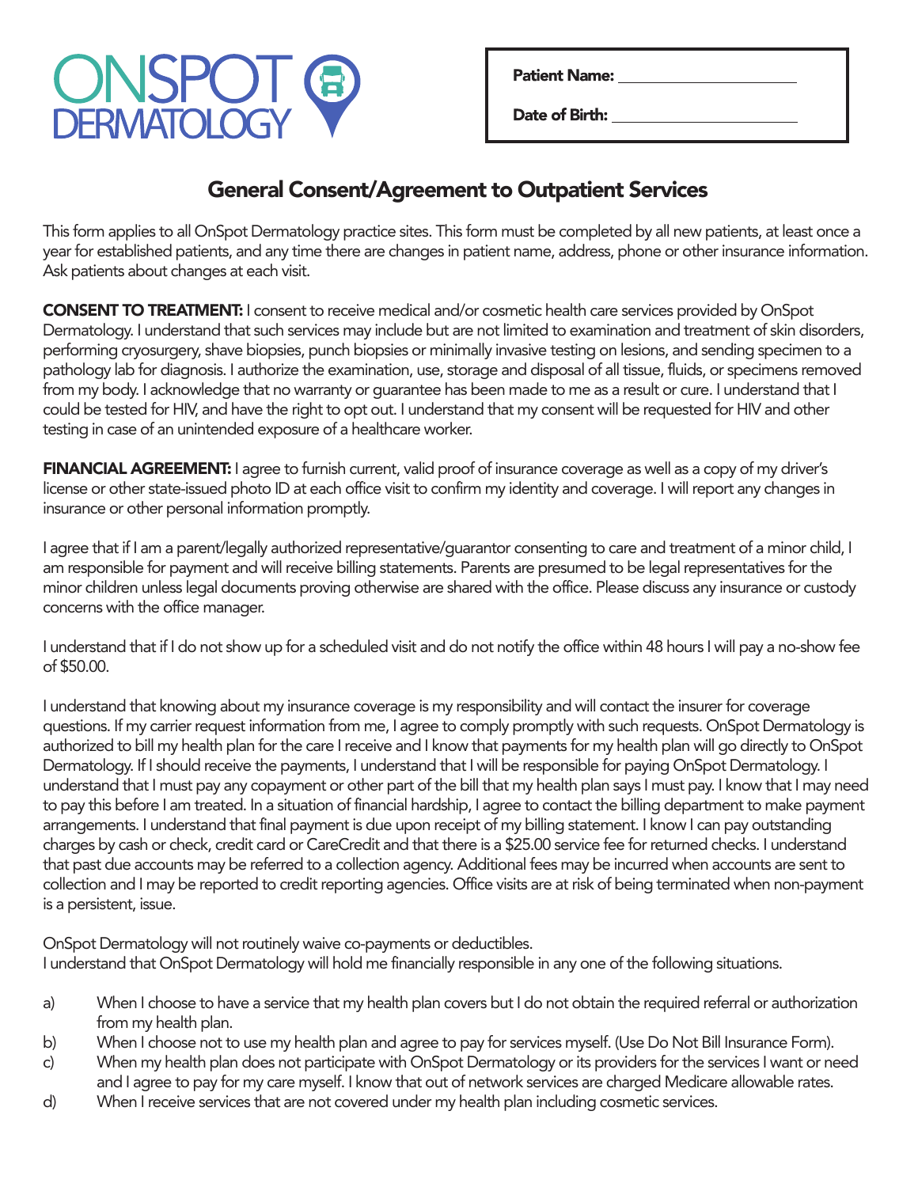ONSPOT DERMATOLOGY

Patient Name: ______________________

Date of Birth: ______________________

# General Consent/Agreement to Outpatient Services

This form applies to all OnSpot Dermatology practice sites. This form must be completed by all new patients, at least once a year for established patients, and any time there are changes in patient name, address, phone or other insurance information. Ask patients about changes at each visit.

**CONSENT TO TREATMENT:** I consent to receive medical and/or cosmetic health care services provided by OnSpot Dermatology. I understand that such services may include but are not limited to examination and treatment of skin disorders, performing cryosurgery, shave biopsies, punch biopsies or minimally invasive testing on lesions, and sending specimen to a pathology lab for diagnosis. I authorize the examination, use, storage and disposal of all tissue, fluids, or specimens removed from my body. I acknowledge that no warranty or guarantee has been made to me as a result or cure. I understand that I could be tested for HIV, and have the right to opt out. I understand that my consent will be requested for HIV and other testing in case of an unintended exposure of a healthcare worker.

**FINANCIAL AGREEMENT:** I agree to furnish current, valid proof of insurance coverage as well as a copy of my driver's license or other state-issued photo ID at each office visit to confirm my identity and coverage. I will report any changes in insurance or other personal information promptly.

I agree that if I am a parent/legally authorized representative/guarantor consenting to care and treatment of a minor child, I am responsible for payment and will receive billing statements. Parents are presumed to be legal representatives for the minor children unless legal documents proving otherwise are shared with the office. Please discuss any insurance or custody concerns with the office manager.

I understand that if I do not show up for a scheduled visit and do not notify the office within 48 hours I will pay a no-show fee of $50.00.

I understand that knowing about my insurance coverage is my responsibility and will contact the insurer for coverage questions. If my carrier request information from me, I agree to comply promptly with such requests. OnSpot Dermatology is authorized to bill my health plan for the care I receive and I know that payments for my health plan will go directly to OnSpot Dermatology. If I should receive the payments, I understand that I will be responsible for paying OnSpot Dermatology. I understand that I must pay any copayment or other part of the bill that my health plan says I must pay. I know that I may need to pay this before I am treated. In a situation of financial hardship, I agree to contact the billing department to make payment arrangements. I understand that final payment is due upon receipt of my billing statement. I know I can pay outstanding charges by cash or check, credit card or CareCredit and that there is a $25.00 service fee for returned checks. I understand that past due accounts may be referred to a collection agency. Additional fees may be incurred when accounts are sent to collection and I may be reported to credit reporting agencies. Office visits are at risk of being terminated when non-payment is a persistent, issue.

OnSpot Dermatology will not routinely waive co-payments or deductibles.
I understand that OnSpot Dermatology will hold me financially responsible in any one of the following situations.

a) When I choose to have a service that my health plan covers but I do not obtain the required referral or authorization from my health plan.
b) When I choose not to use my health plan and agree to pay for services myself. (Use Do Not Bill Insurance Form).
c) When my health plan does not participate with OnSpot Dermatology or its providers for the services I want or need and I agree to pay for my care myself. I know that out of network services are charged Medicare allowable rates.
d) When I receive services that are not covered under my health plan including cosmetic services.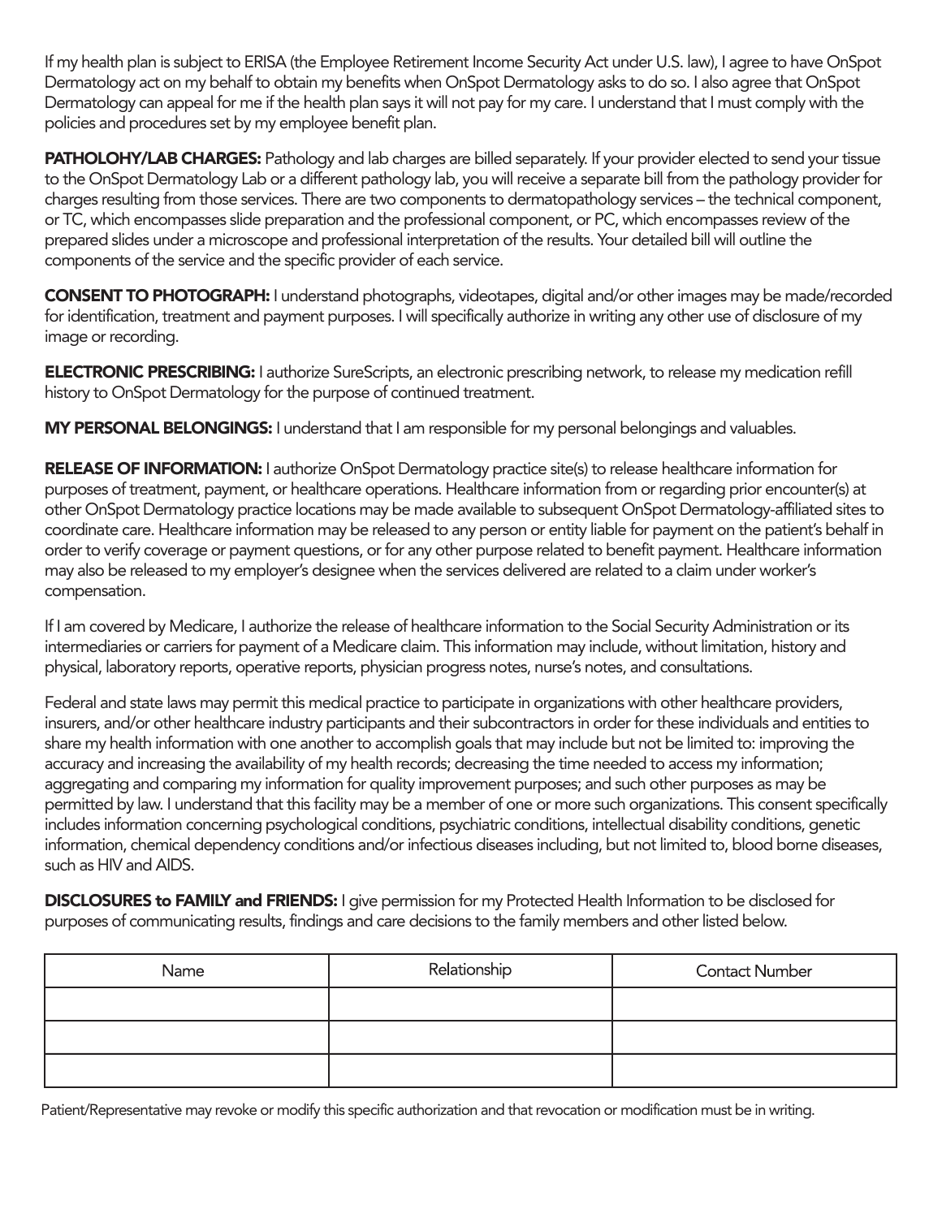If my health plan is subject to ERISA (the Employee Retirement Income Security Act under U.S. law), I agree to have OnSpot Dermatology act on my behalf to obtain my benefits when OnSpot Dermatology asks to do so. I also agree that OnSpot Dermatology can appeal for me if the health plan says it will not pay for my care. I understand that I must comply with the policies and procedures set by my employee benefit plan.

**PATHOLOHY/LAB CHARGES:** Pathology and lab charges are billed separately. If your provider elected to send your tissue to the OnSpot Dermatology Lab or a different pathology lab, you will receive a separate bill from the pathology provider for charges resulting from those services. There are two components to dermatopathology services – the technical component, or TC, which encompasses slide preparation and the professional component, or PC, which encompasses review of the prepared slides under a microscope and professional interpretation of the results. Your detailed bill will outline the components of the service and the specific provider of each service.

**CONSENT TO PHOTOGRAPH:** I understand photographs, videotapes, digital and/or other images may be made/recorded for identification, treatment and payment purposes. I will specifically authorize in writing any other use of disclosure of my image or recording.

**ELECTRONIC PRESCRIBING:** I authorize SureScripts, an electronic prescribing network, to release my medication refill history to OnSpot Dermatology for the purpose of continued treatment.

**MY PERSONAL BELONGINGS:** I understand that I am responsible for my personal belongings and valuables.

**RELEASE OF INFORMATION:** I authorize OnSpot Dermatology practice site(s) to release healthcare information for purposes of treatment, payment, or healthcare operations. Healthcare information from or regarding prior encounter(s) at other OnSpot Dermatology practice locations may be made available to subsequent OnSpot Dermatology-affiliated sites to coordinate care. Healthcare information may be released to any person or entity liable for payment on the patient's behalf in order to verify coverage or payment questions, or for any other purpose related to benefit payment. Healthcare information may also be released to my employer's designee when the services delivered are related to a claim under worker's compensation.

If I am covered by Medicare, I authorize the release of healthcare information to the Social Security Administration or its intermediaries or carriers for payment of a Medicare claim. This information may include, without limitation, history and physical, laboratory reports, operative reports, physician progress notes, nurse's notes, and consultations.

Federal and state laws may permit this medical practice to participate in organizations with other healthcare providers, insurers, and/or other healthcare industry participants and their subcontractors in order for these individuals and entities to share my health information with one another to accomplish goals that may include but not be limited to: improving the accuracy and increasing the availability of my health records; decreasing the time needed to access my information; aggregating and comparing my information for quality improvement purposes; and such other purposes as may be permitted by law. I understand that this facility may be a member of one or more such organizations. This consent specifically includes information concerning psychological conditions, psychiatric conditions, intellectual disability conditions, genetic information, chemical dependency conditions and/or infectious diseases including, but not limited to, blood borne diseases, such as HIV and AIDS.

**DISCLOSURES to FAMILY and FRIENDS:** I give permission for my Protected Health Information to be disclosed for purposes of communicating results, findings and care decisions to the family members and other listed below.

| Name | Relationship | Contact Number |
| --- | --- | --- |
| | | |
| | | |
| | | |

Patient/Representative may revoke or modify this specific authorization and that revocation or modification must be in writing.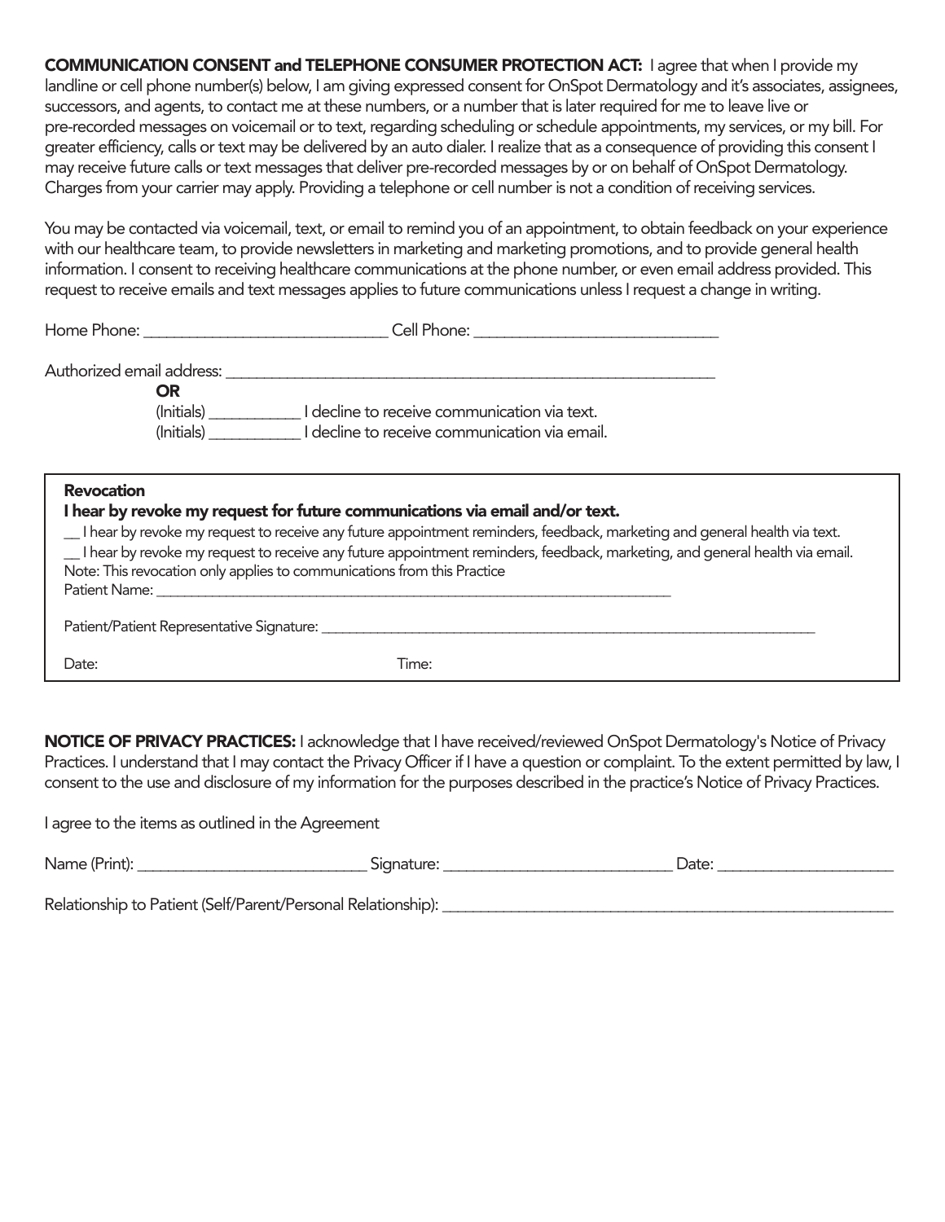**COMMUNICATION CONSENT and TELEPHONE CONSUMER PROTECTION ACT:** I agree that when I provide my landline or cell phone number(s) below, I am giving expressed consent for OnSpot Dermatology and it's associates, assignees, successors, and agents, to contact me at these numbers, or a number that is later required for me to leave live or pre-recorded messages on voicemail or to text, regarding scheduling or schedule appointments, my services, or my bill. For greater efficiency, calls or text may be delivered by an auto dialer. I realize that as a consequence of providing this consent I may receive future calls or text messages that deliver pre-recorded messages by or on behalf of OnSpot Dermatology. Charges from your carrier may apply. Providing a telephone or cell number is not a condition of receiving services.

You may be contacted via voicemail, text, or email to remind you of an appointment, to obtain feedback on your experience with our healthcare team, to provide newsletters in marketing and marketing promotions, and to provide general health information. I consent to receiving healthcare communications at the phone number, or even email address provided. This request to receive emails and text messages applies to future communications unless I request a change in writing.

Home Phone: ______________________________ Cell Phone: ______________________________

Authorized email address: ______________________________________________________________

**OR**

(Initials) ___________ I decline to receive communication via text.

(Initials) ___________ I decline to receive communication via email.

**Revocation**

**I hear by revoke my request for future communications via email and/or text.**

__ I hear by revoke my request to receive any future appointment reminders, feedback, marketing and general health via text.

__ I hear by revoke my request to receive any future appointment reminders, feedback, marketing, and general health via email.

Note: This revocation only applies to communications from this Practice

Patient Name: ______________________________________________________________________

Patient/Patient Representative Signature: ______________________________________________________________________

Date: Time:

**NOTICE OF PRIVACY PRACTICES:** I acknowledge that I have received/reviewed OnSpot Dermatology's Notice of Privacy Practices. I understand that I may contact the Privacy Officer if I have a question or complaint. To the extent permitted by law, I consent to the use and disclosure of my information for the purposes described in the practice's Notice of Privacy Practices.

I agree to the items as outlined in the Agreement

Name (Print): ____________________________ Signature: ____________________________ Date: ______________________

Relationship to Patient (Self/Parent/Personal Relationship): ______________________________________________________________